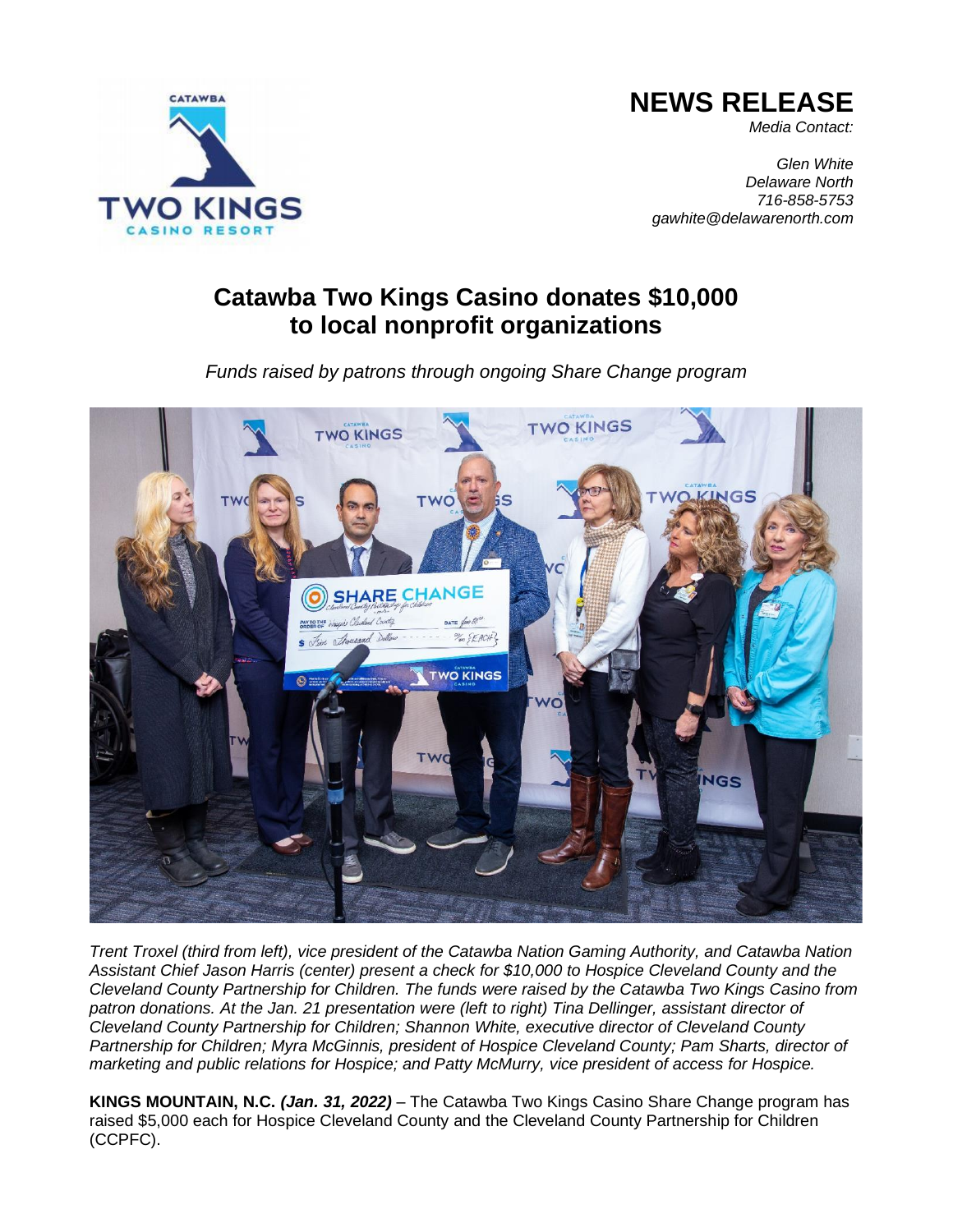# NEWS RELEASE

*Media Contact:*

*Glen White*
*Delaware North*
*716-858-5753*
*gawhite@delawarenorth.com*

## Catawba Two Kings Casino donates $10,000 to local nonprofit organizations

*Funds raised by patrons through ongoing Share Change program*

*Trent Troxel (third from left), vice president of the Catawba Nation Gaming Authority, and Catawba Nation Assistant Chief Jason Harris (center) present a check for $10,000 to Hospice Cleveland County and the Cleveland County Partnership for Children. The funds were raised by the Catawba Two Kings Casino from patron donations. At the Jan. 21 presentation were (left to right) Tina Dellinger, assistant director of Cleveland County Partnership for Children; Shannon White, executive director of Cleveland County Partnership for Children; Myra McGinnis, president of Hospice Cleveland County; Pam Sharts, director of marketing and public relations for Hospice; and Patty McMurry, vice president of access for Hospice.*

**KINGS MOUNTAIN, N.C.** ***(Jan. 31, 2022)*** – The Catawba Two Kings Casino Share Change program has raised $5,000 each for Hospice Cleveland County and the Cleveland County Partnership for Children (CCPFC).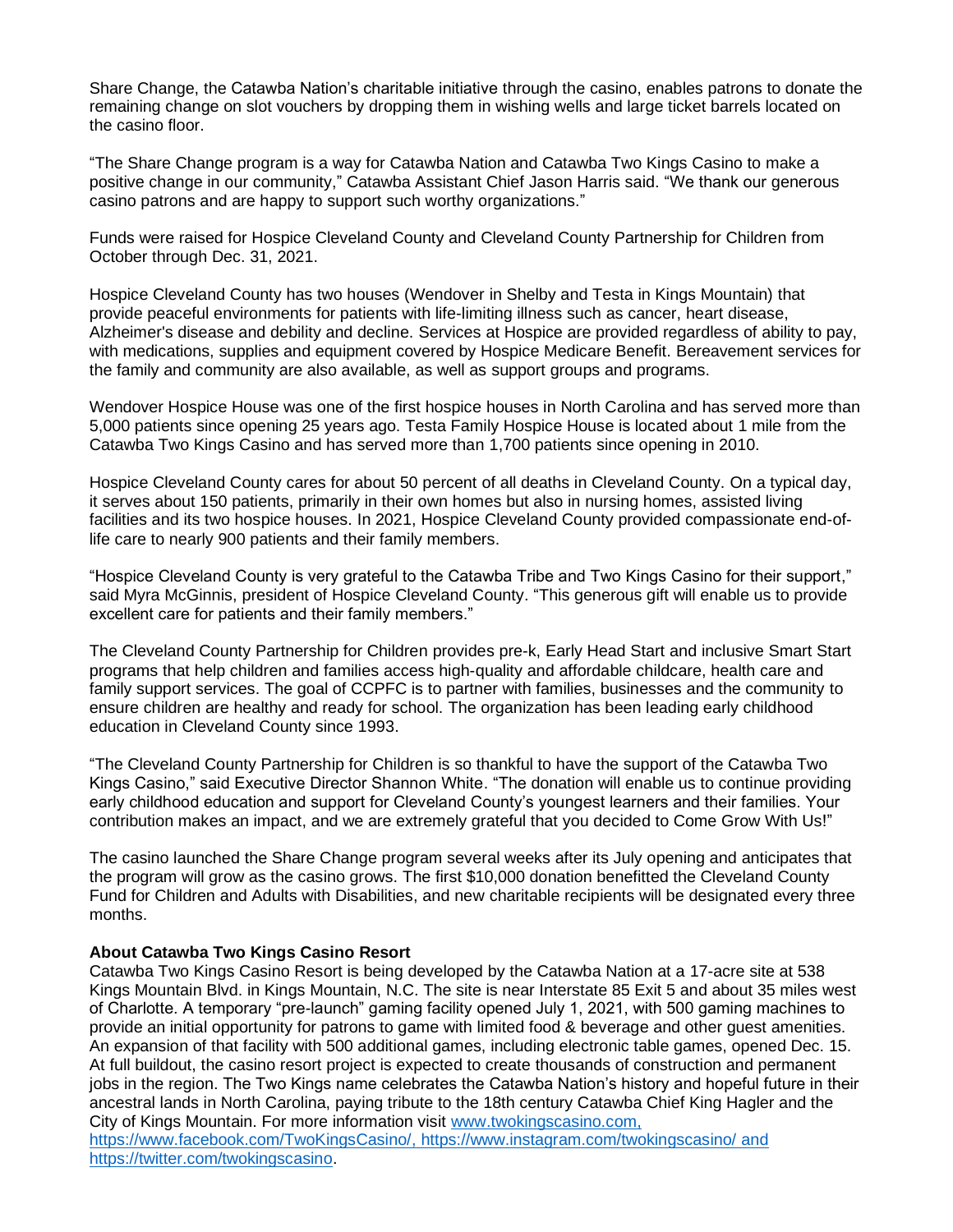Share Change, the Catawba Nation's charitable initiative through the casino, enables patrons to donate the remaining change on slot vouchers by dropping them in wishing wells and large ticket barrels located on the casino floor.

"The Share Change program is a way for Catawba Nation and Catawba Two Kings Casino to make a positive change in our community," Catawba Assistant Chief Jason Harris said. "We thank our generous casino patrons and are happy to support such worthy organizations."

Funds were raised for Hospice Cleveland County and Cleveland County Partnership for Children from October through Dec. 31, 2021.

Hospice Cleveland County has two houses (Wendover in Shelby and Testa in Kings Mountain) that provide peaceful environments for patients with life-limiting illness such as cancer, heart disease, Alzheimer's disease and debility and decline. Services at Hospice are provided regardless of ability to pay, with medications, supplies and equipment covered by Hospice Medicare Benefit. Bereavement services for the family and community are also available, as well as support groups and programs.

Wendover Hospice House was one of the first hospice houses in North Carolina and has served more than 5,000 patients since opening 25 years ago. Testa Family Hospice House is located about 1 mile from the Catawba Two Kings Casino and has served more than 1,700 patients since opening in 2010.

Hospice Cleveland County cares for about 50 percent of all deaths in Cleveland County. On a typical day, it serves about 150 patients, primarily in their own homes but also in nursing homes, assisted living facilities and its two hospice houses. In 2021, Hospice Cleveland County provided compassionate end-of-life care to nearly 900 patients and their family members.

"Hospice Cleveland County is very grateful to the Catawba Tribe and Two Kings Casino for their support," said Myra McGinnis, president of Hospice Cleveland County. "This generous gift will enable us to provide excellent care for patients and their family members."

The Cleveland County Partnership for Children provides pre-k, Early Head Start and inclusive Smart Start programs that help children and families access high-quality and affordable childcare, health care and family support services. The goal of CCPFC is to partner with families, businesses and the community to ensure children are healthy and ready for school. The organization has been leading early childhood education in Cleveland County since 1993.

"The Cleveland County Partnership for Children is so thankful to have the support of the Catawba Two Kings Casino," said Executive Director Shannon White. "The donation will enable us to continue providing early childhood education and support for Cleveland County's youngest learners and their families. Your contribution makes an impact, and we are extremely grateful that you decided to Come Grow With Us!"

The casino launched the Share Change program several weeks after its July opening and anticipates that the program will grow as the casino grows. The first $10,000 donation benefitted the Cleveland County Fund for Children and Adults with Disabilities, and new charitable recipients will be designated every three months.

**About Catawba Two Kings Casino Resort**

Catawba Two Kings Casino Resort is being developed by the Catawba Nation at a 17-acre site at 538 Kings Mountain Blvd. in Kings Mountain, N.C. The site is near Interstate 85 Exit 5 and about 35 miles west of Charlotte. A temporary "pre-launch" gaming facility opened July 1, 2021, with 500 gaming machines to provide an initial opportunity for patrons to game with limited food & beverage and other guest amenities. An expansion of that facility with 500 additional games, including electronic table games, opened Dec. 15. At full buildout, the casino resort project is expected to create thousands of construction and permanent jobs in the region. The Two Kings name celebrates the Catawba Nation's history and hopeful future in their ancestral lands in North Carolina, paying tribute to the 18th century Catawba Chief King Hagler and the City of Kings Mountain. For more information visit www.twokingscasino.com, https://www.facebook.com/TwoKingsCasino/, https://www.instagram.com/twokingscasino/ and https://twitter.com/twokingscasino.